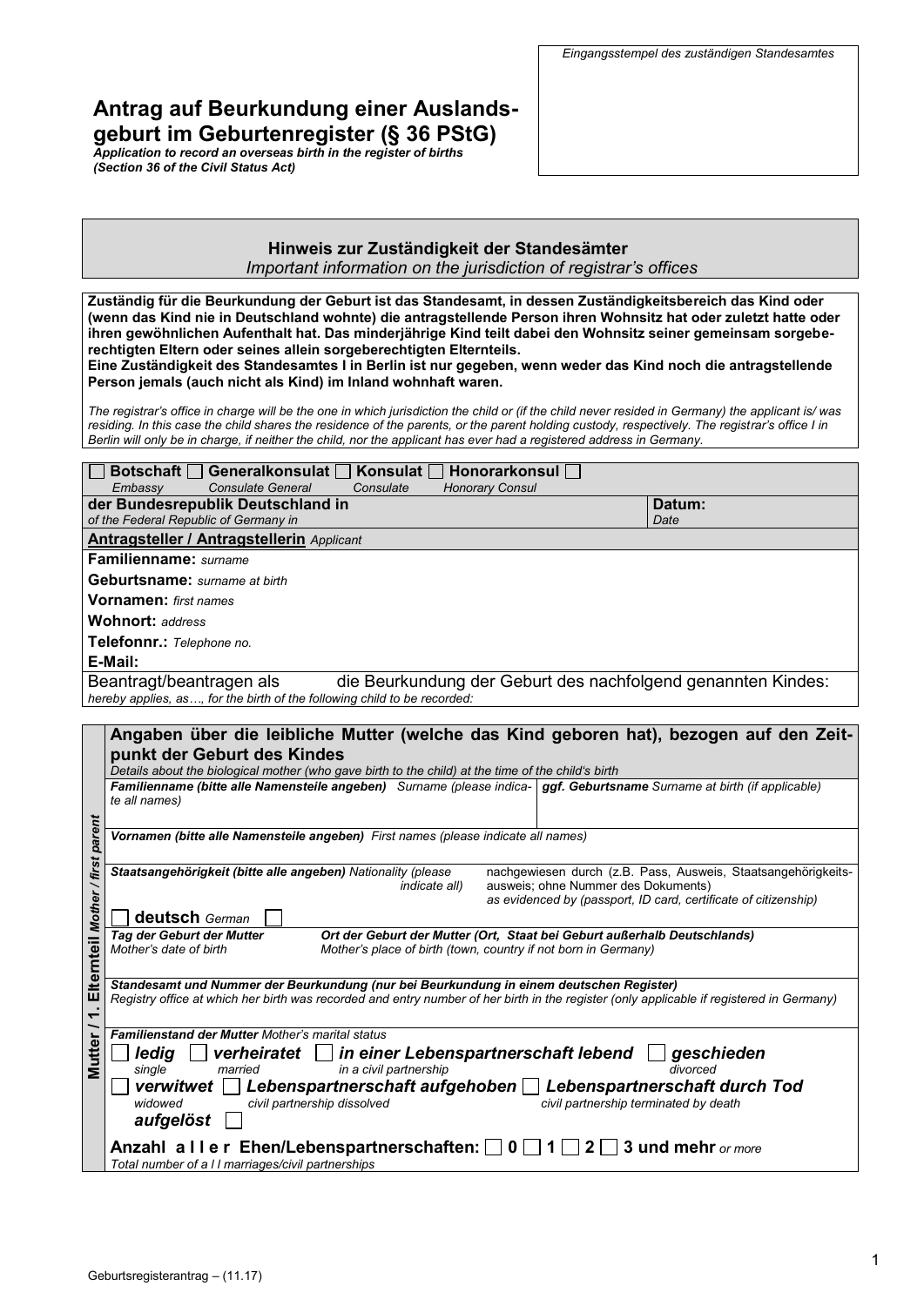Eingangsstempel des zuständigen Standesamtes

# Antrag auf Beurkundung einer Auslandsgeburt im Geburtenregister (§ 36 PStG)

*Application to record an overseas birth in the register of births (Section 36 of the Civil Status Act)*

## Hinweis zur Zuständigkeit der Standesämter

*Important information on the jurisdiction of registrar's offices*

**Zuständig für die Beurkundung der Geburt ist das Standesamt, in dessen Zuständigkeitsbereich das Kind oder (wenn das Kind nie in Deutschland wohnte) die antragstellende Person ihren Wohnsitz hat oder zuletzt hatte oder ihren gewöhnlichen Aufenthalt hat. Das minderjährige Kind teilt dabei den Wohnsitz seiner gemeinsam sorgeberechtigten Eltern oder seines allein sorgeberechtigten Elternteils.**
**Eine Zuständigkeit des Standesamtes I in Berlin ist nur gegeben, wenn weder das Kind noch die antragstellende Person jemals (auch nicht als Kind) im Inland wohnhaft waren.**

*The registrar's office in charge will be the one in which jurisdiction the child or (if the child never resided in Germany) the applicant is/ was residing. In this case the child shares the residence of the parents, or the parent holding custody, respectively. The registrar's office I in Berlin will only be in charge, if neither the child, nor the applicant has ever had a registered address in Germany.*

| ☐ **Botschaft** *Embassy* ☐ **Generalkonsulat** *Consulate General* ☐ **Konsulat** *Consulate* ☐ **Honorarkonsul** *Honorary Consul* ☐ | |
|---|---|
| **der Bundesrepublik Deutschland in** *of the Federal Republic of Germany in* | **Datum:** *Date* |
| **Antragsteller / Antragstellerin** *Applicant* | |
| **Familienname:** *surname* | |
| **Geburtsname:** *surname at birth* | |
| **Vornamen:** *first names* | |
| **Wohnort:** *address* | |
| **Telefonnr.:** *Telephone no.* | |
| **E-Mail:** | |
| Beantragt/beantragen als die Beurkundung der Geburt des nachfolgend genannten Kindes: *hereby applies, as…, for the birth of the following child to be recorded:* | |

## Mutter / 1. Elternteil *Mother / first parent*

### Angaben über die leibliche Mutter (welche das Kind geboren hat), bezogen auf den Zeitpunkt der Geburt des Kindes

*Details about the biological mother (who gave birth to the child) at the time of the child's birth*

| ***Familienname (bitte alle Namensteile angeben)*** *Surname (please indicate all names)* | ***ggf. Geburtsname*** *Surname at birth (if applicable)* |
|---|---|
| ***Vornamen (bitte alle Namensteile angeben)*** *First names (please indicate all names)* | |
| ***Staatsangehörigkeit (bitte alle angeben)*** *Nationality (please indicate all)* <br> ☐ **deutsch** *German* ☐ | nachgewiesen durch (z.B. Pass, Ausweis, Staatsangehörigkeitsausweis; ohne Nummer des Dokuments) *as evidenced by (passport, ID card, certificate of citizenship)* |
| ***Tag der Geburt der Mutter*** *Mother's date of birth* | ***Ort der Geburt der Mutter (Ort, Staat bei Geburt außerhalb Deutschlands)*** *Mother's place of birth (town, country if not born in Germany)* |
| ***Standesamt und Nummer der Beurkundung (nur bei Beurkundung in einem deutschen Register)*** *Registry office at which her birth was recorded and entry number of her birth in the register (only applicable if registered in Germany)* | |

***Familienstand der Mutter*** *Mother's marital status*

☐ ***ledig*** *single* ☐ ***verheiratet*** *married* ☐ ***in einer Lebenspartnerschaft lebend*** *in a civil partnership* ☐ ***geschieden*** *divorced*
☐ ***verwitwet*** *widowed* ☐ ***Lebenspartnerschaft aufgehoben*** *civil partnership dissolved* ☐ ***Lebenspartnerschaft durch Tod aufgelöst*** *civil partnership terminated by death* ☐

**Anzahl a l l e r Ehen/Lebenspartnerschaften:** ☐ **0** ☐ **1** ☐ **2** ☐ **3 und mehr** *or more*
*Total number of a l l marriages/civil partnerships*

Geburtsregisterantrag – (11.17)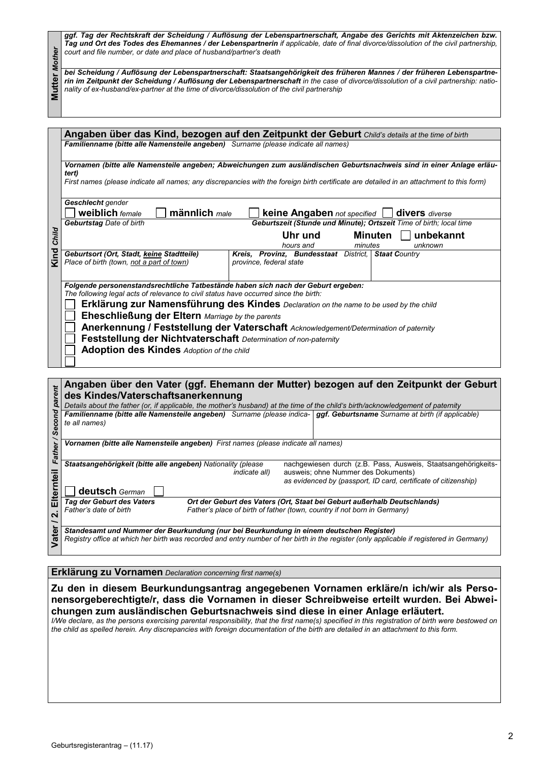**Mutter** *Mother*

***ggf. Tag der Rechtskraft der Scheidung / Auflösung der Lebenspartnerschaft, Angabe des Gerichts mit Aktenzeichen bzw. Tag und Ort des Todes des Ehemannes / der Lebenspartnerin*** *if applicable, date of final divorce/dissolution of the civil partnership, court and file number, or date and place of husband/partner's death*

***bei Scheidung / Auflösung der Lebenspartnerschaft: Staatsangehörigkeit des früheren Mannes / der früheren Lebenspartnerin im Zeitpunkt der Scheidung / Auflösung der Lebenspartnerschaft*** *in the case of divorce/dissolution of a civil partnership: nationality of ex-husband/ex-partner at the time of divorce/dissolution of the civil partnership*

## Angaben über das Kind, bezogen auf den Zeitpunkt der Geburt *Child's details at the time of birth*

**Kind** *Child*

***Familienname (bitte alle Namensteile angeben)*** *Surname (please indicate all names)*

***Vornamen (bitte alle Namensteile angeben; Abweichungen zum ausländischen Geburtsnachweis sind in einer Anlage erläutert)***
*First names (please indicate all names; any discrepancies with the foreign birth certificate are detailed in an attachment to this form)*

***Geschlecht*** *gender*

☐ **weiblich** *female* ☐ **männlich** *male* ☐ **keine Angaben** *not specified* ☐ **divers** *diverse*

| ***Geburtstag*** *Date of birth* | ***Geburtszeit (Stunde und Minute); Ortszeit*** *Time of birth; local time* |
|---|---|
| | **Uhr und** *hours and* **Minuten** *minutes* ☐ **unbekannt** *unknown* |

| ***Geburtsort (Ort, Stadt, keine Stadtteile)*** *Place of birth (town, not a part of town)* | ***Kreis, Provinz, Bundesstaat*** *District, province, federal state* | ***Staat*** *Country* |
|---|---|---|
| | | |

***Folgende personenstandsrechtliche Tatbestände haben sich nach der Geburt ergeben:***
*The following legal acts of relevance to civil status have occurred since the birth:*

- ☐ **Erklärung zur Namensführung des Kindes** *Declaration on the name to be used by the child*
- ☐ **Eheschließung der Eltern** *Marriage by the parents*
- ☐ **Anerkennung / Feststellung der Vaterschaft** *Acknowledgement/Determination of paternity*
- ☐ **Feststellung der Nichtvaterschaft** *Determination of non-paternity*
- ☐ **Adoption des Kindes** *Adoption of the child*
- ☐

## Angaben über den Vater (ggf. Ehemann der Mutter) bezogen auf den Zeitpunkt der Geburt des Kindes/Vaterschaftsanerkennung

*Details about the father (or, if applicable, the mother's husband) at the time of the child's birth/acknowledgement of paternity*

**Vater / 2. Elternteil** *Father / Second parent*

| ***Familienname (bitte alle Namensteile angeben)*** *Surname (please indicate all names)* | ***ggf. Geburtsname*** *Surname at birth (if applicable)* |
|---|---|
| | |

***Vornamen (bitte alle Namensteile angeben)*** *First names (please indicate all names)*

***Staatsangehörigkeit (bitte alle angeben)*** *Nationality (please indicate all)*

☐ **deutsch** *German* ☐

nachgewiesen durch (z.B. Pass, Ausweis, Staatsangehörigkeitsausweis; ohne Nummer des Dokuments)
*as evidenced by (passport, ID card, certificate of citizenship)*

| ***Tag der Geburt des Vaters*** *Father's date of birth* | ***Ort der Geburt des Vaters (Ort, Staat bei Geburt außerhalb Deutschlands)*** *Father's place of birth of father (town, country if not born in Germany)* |
|---|---|
| | |

***Standesamt und Nummer der Beurkundung (nur bei Beurkundung in einem deutschen Register)***
*Registry office at which her birth was recorded and entry number of her birth in the register (only applicable if registered in Germany)*

## Erklärung zu Vornamen *Declaration concerning first name(s)*

**Zu den in diesem Beurkundungsantrag angegebenen Vornamen erkläre/n ich/wir als Personensorgeberechtigte/r, dass die Vornamen in dieser Schreibweise erteilt wurden. Bei Abweichungen zum ausländischen Geburtsnachweis sind diese in einer Anlage erläutert.**
*I/We declare, as the persons exercising parental responsibility, that the first name(s) specified in this registration of birth were bestowed on the child as spelled herein. Any discrepancies with foreign documentation of the birth are detailed in an attachment to this form.*

Geburtsregisterantrag – (11.17)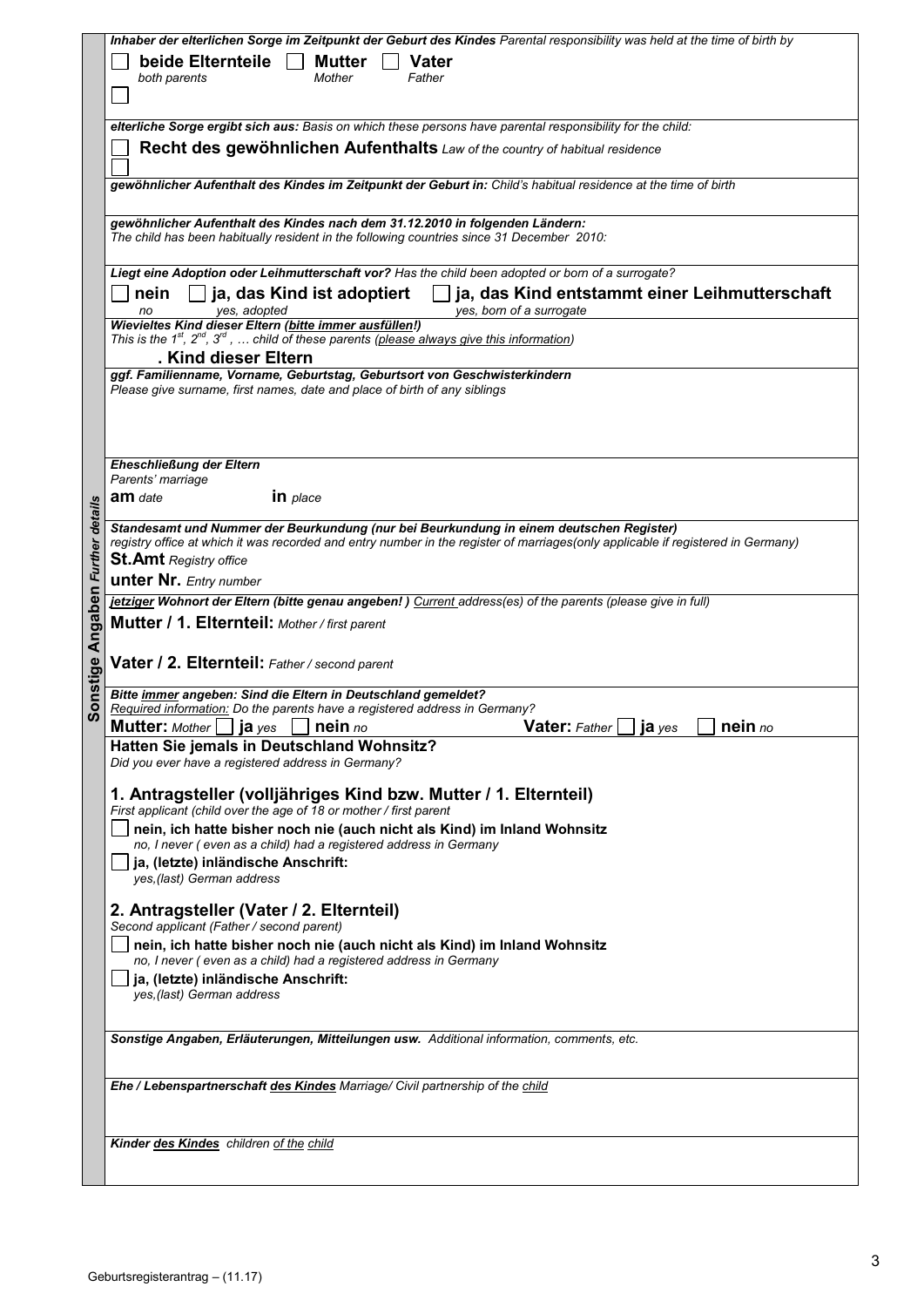**Sonstige Angaben** *Further details*

***Inhaber der elterlichen Sorge im Zeitpunkt der Geburt des Kindes*** *Parental responsibility was held at the time of birth by*

☐ **beide Elternteile** *both parents* ☐ **Mutter** *Mother* ☐ **Vater** *Father*

☐

***elterliche Sorge ergibt sich aus:*** *Basis on which these persons have parental responsibility for the child:*

☐ **Recht des gewöhnlichen Aufenthalts** *Law of the country of habitual residence*

☐

***gewöhnlicher Aufenthalt des Kindes im Zeitpunkt der Geburt in:*** *Child's habitual residence at the time of birth*

***gewöhnlicher Aufenthalt des Kindes nach dem 31.12.2010 in folgenden Ländern:***
*The child has been habitually resident in the following countries since 31 December 2010:*

***Liegt eine Adoption oder Leihmutterschaft vor?*** *Has the child been adopted or born of a surrogate?*

☐ **nein** *no* ☐ **ja, das Kind ist adoptiert** *yes, adopted* ☐ **ja, das Kind entstammt einer Leihmutterschaft** *yes, born of a surrogate*

***Wievieltes Kind dieser Eltern (bitte immer ausfüllen!)***
*This is the 1st, 2nd, 3rd, … child of these parents (please always give this information)*

**. Kind dieser Eltern**

***ggf. Familienname, Vorname, Geburtstag, Geburtsort von Geschwisterkindern***
*Please give surname, first names, date and place of birth of any siblings*

***Eheschließung der Eltern***
*Parents' marriage*

**am** *date* **in** *place*

***Standesamt und Nummer der Beurkundung (nur bei Beurkundung in einem deutschen Register)***
*registry office at which it was recorded and entry number in the register of marriages(only applicable if registered in Germany)*

**St.Amt** *Registry office*

**unter Nr.** *Entry number*

***jetziger Wohnort der Eltern (bitte genau angeben! )*** *Current address(es) of the parents (please give in full)*

**Mutter / 1. Elternteil:** *Mother / first parent*

**Vater / 2. Elternteil:** *Father / second parent*

***Bitte immer angeben: Sind die Eltern in Deutschland gemeldet?***
*Required information: Do the parents have a registered address in Germany?*

**Mutter:** *Mother* ☐ **ja** *yes* ☐ **nein** *no* **Vater:** *Father* ☐ **ja** *yes* ☐ **nein** *no*

**Hatten Sie jemals in Deutschland Wohnsitz?**
*Did you ever have a registered address in Germany?*

**1. Antragsteller (volljähriges Kind bzw. Mutter / 1. Elternteil)**
*First applicant (child over the age of 18 or mother / first parent*

☐ **nein, ich hatte bisher noch nie (auch nicht als Kind) im Inland Wohnsitz**
*no, I never ( even as a child) had a registered address in Germany*

☐ **ja, (letzte) inländische Anschrift:**
*yes,(last) German address*

**2. Antragsteller (Vater / 2. Elternteil)**
*Second applicant (Father / second parent)*

☐ **nein, ich hatte bisher noch nie (auch nicht als Kind) im Inland Wohnsitz**
*no, I never ( even as a child) had a registered address in Germany*

☐ **ja, (letzte) inländische Anschrift:**
*yes,(last) German address*

***Sonstige Angaben, Erläuterungen, Mitteilungen usw.*** *Additional information, comments, etc.*

***Ehe / Lebenspartnerschaft des Kindes*** *Marriage/ Civil partnership of the child*

***Kinder des Kindes*** *children of the child*

Geburtsregisterantrag – (11.17)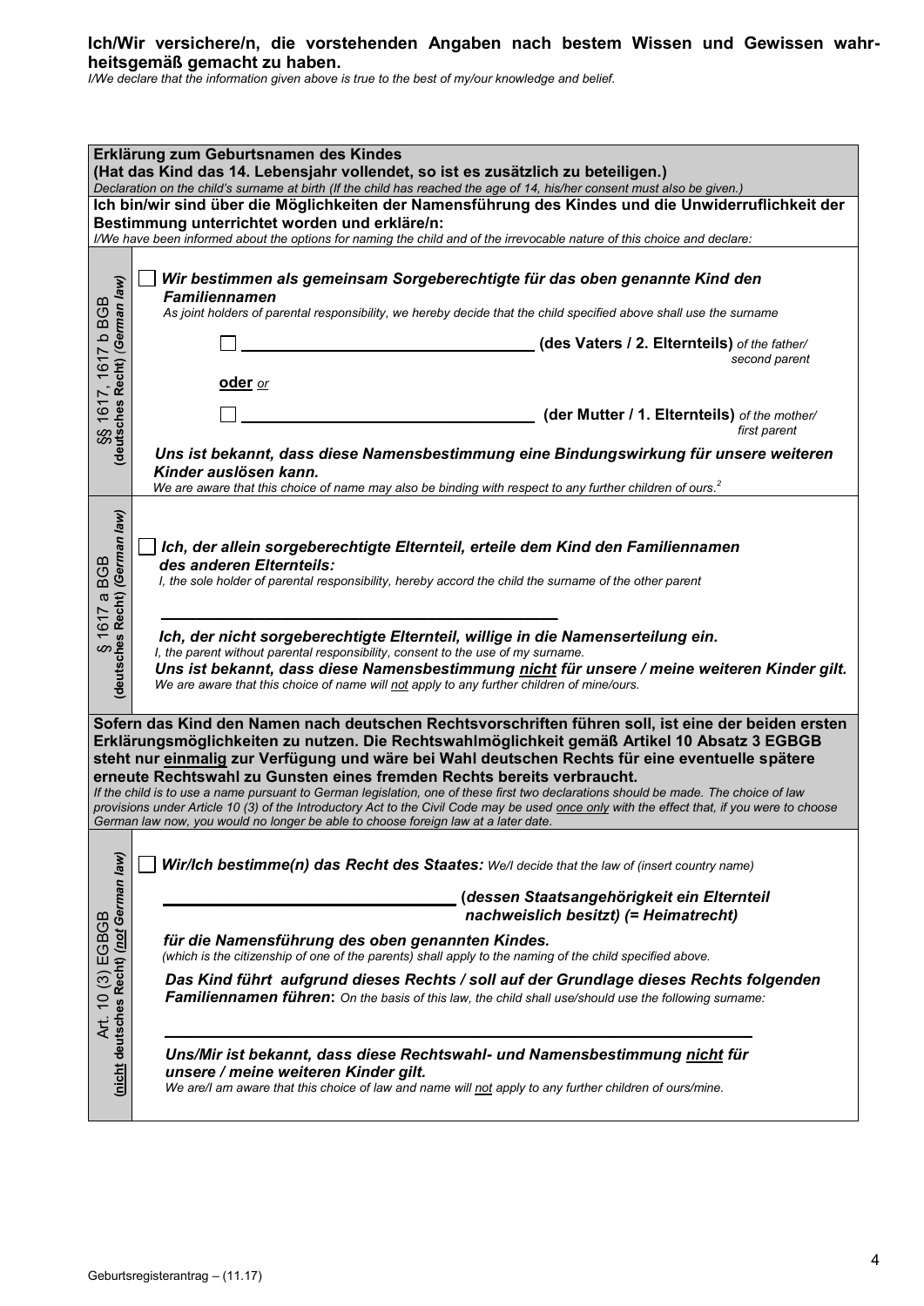**Ich/Wir versichere/n, die vorstehenden Angaben nach bestem Wissen und Gewissen wahrheitsgemäß gemacht zu haben.**
*I/We declare that the information given above is true to the best of my/our knowledge and belief.*

**Erklärung zum Geburtsnamen des Kindes**
**(Hat das Kind das 14. Lebensjahr vollendet, so ist es zusätzlich zu beteiligen.)**
*Declaration on the child's surname at birth (If the child has reached the age of 14, his/her consent must also be given.)*

**Ich bin/wir sind über die Möglichkeiten der Namensführung des Kindes und die Unwiderruflichkeit der Bestimmung unterrichtet worden und erkläre/n:**
*I/We have been informed about the options for naming the child and of the irrevocable nature of this choice and declare:*

**§§ 1617, 1617 b BGB (deutsches Recht)** *(German law)*

☐ ***Wir bestimmen als gemeinsam Sorgeberechtigte für das oben genannte Kind den Familiennamen***
*As joint holders of parental responsibility, we hereby decide that the child specified above shall use the surname*

☐ ______________________________ **(des Vaters / 2. Elternteils)** *of the father/ second parent*

**oder** *or*

☐ ______________________________ **(der Mutter / 1. Elternteils)** *of the mother/ first parent*

***Uns ist bekannt, dass diese Namensbestimmung eine Bindungswirkung für unsere weiteren Kinder auslösen kann.***
*We are aware that this choice of name may also be binding with respect to any further children of ours.*[2]

**§ 1617 a BGB (deutsches Recht)** *(German law)*

☐ ***Ich, der allein sorgeberechtigte Elternteil, erteile dem Kind den Familiennamen des anderen Elternteils:***
*I, the sole holder of parental responsibility, hereby accord the child the surname of the other parent*

______________________________

***Ich, der nicht sorgeberechtigte Elternteil, willige in die Namenserteilung ein.***
*I, the parent without parental responsibility, consent to the use of my surname.*
***Uns ist bekannt, dass diese Namensbestimmung nicht für unsere / meine weiteren Kinder gilt.***
*We are aware that this choice of name will not apply to any further children of mine/ours.*

**Sofern das Kind den Namen nach deutschen Rechtsvorschriften führen soll, ist eine der beiden ersten Erklärungsmöglichkeiten zu nutzen. Die Rechtswahlmöglichkeit gemäß Artikel 10 Absatz 3 EGBGB steht nur einmalig zur Verfügung und wäre bei Wahl deutschen Rechts für eine eventuelle spätere erneute Rechtswahl zu Gunsten eines fremden Rechts bereits verbraucht.**
*If the child is to use a name pursuant to German legislation, one of these first two declarations should be made. The choice of law provisions under Article 10 (3) of the Introductory Act to the Civil Code may be used once only with the effect that, if you were to choose German law now, you would no longer be able to choose foreign law at a later date.*

**Art. 10 (3) EGBGB (nicht deutsches Recht)** *(not German law)*

☐ ***Wir/Ich bestimme(n) das Recht des Staates:*** *We/I decide that the law of (insert country name)*

______________________________ **(*dessen Staatsangehörigkeit ein Elternteil nachweislich besitzt) (= Heimatrecht)***

***für die Namensführung des oben genannten Kindes.***
*(which is the citizenship of one of the parents) shall apply to the naming of the child specified above.*

***Das Kind führt aufgrund dieses Rechts / soll auf der Grundlage dieses Rechts folgenden Familiennamen führen:*** *On the basis of this law, the child shall use/should use the following surname:*

______________________________

***Uns/Mir ist bekannt, dass diese Rechtswahl- und Namensbestimmung nicht für unsere / meine weiteren Kinder gilt.***
*We are/I am aware that this choice of law and name will not apply to any further children of ours/mine.*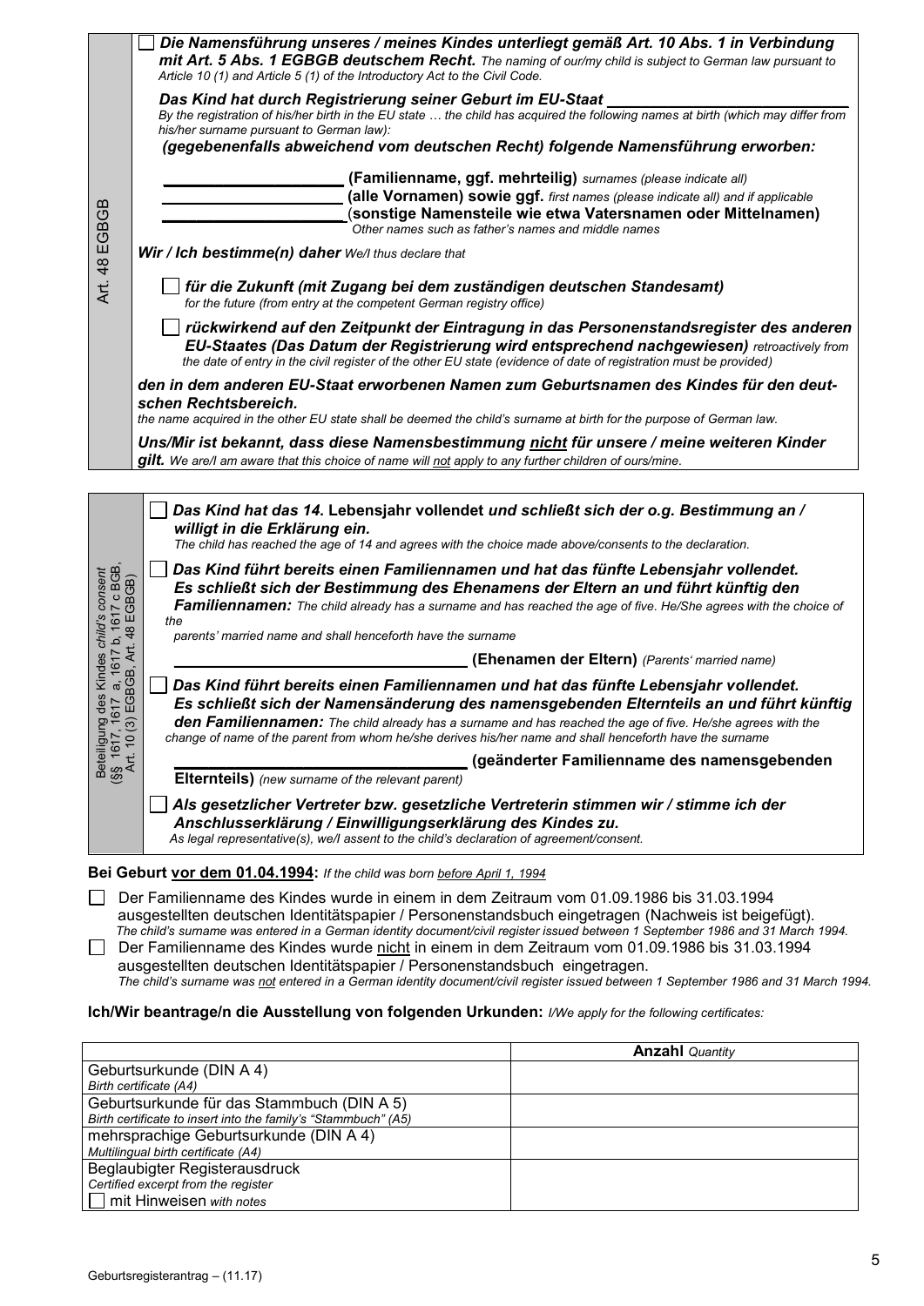**Art. 48 EGBGB**

☐ ***Die Namensführung unseres / meines Kindes unterliegt gemäß Art. 10 Abs. 1 in Verbindung mit Art. 5 Abs. 1 EGBGB deutschem Recht.*** *The naming of our/my child is subject to German law pursuant to Article 10 (1) and Article 5 (1) of the Introductory Act to the Civil Code.*

***Das Kind hat durch Registrierung seiner Geburt im EU-Staat*** ____________________
*By the registration of his/her birth in the EU state … the child has acquired the following names at birth (which may differ from his/her surname pursuant to German law):*
***(gegebenenfalls abweichend vom deutschen Recht) folgende Namensführung erworben:***

____________________ **(Familienname, ggf. mehrteilig)** *surnames (please indicate all)*
____________________ **(alle Vornamen) sowie ggf.** *first names (please indicate all) and if applicable*
____________________ **(sonstige Namensteile wie etwa Vatersnamen oder Mittelnamen)** *Other names such as father's names and middle names*

***Wir / Ich bestimme(n) daher*** *We/I thus declare that*

☐ ***für die Zukunft (mit Zugang bei dem zuständigen deutschen Standesamt)*** *for the future (from entry at the competent German registry office)*

☐ ***rückwirkend auf den Zeitpunkt der Eintragung in das Personenstandsregister des anderen EU-Staates (Das Datum der Registrierung wird entsprechend nachgewiesen)*** *retroactively from the date of entry in the civil register of the other EU state (evidence of date of registration must be provided)*

***den in dem anderen EU-Staat erworbenen Namen zum Geburtsnamen des Kindes für den deutschen Rechtsbereich.***
*the name acquired in the other EU state shall be deemed the child's surname at birth for the purpose of German law.*

***Uns/Mir ist bekannt, dass diese Namensbestimmung nicht für unsere / meine weiteren Kinder gilt.*** *We are/I am aware that this choice of name will not apply to any further children of ours/mine.*

**Beteiligung des Kindes** *child's consent* (§§ 1617, 1617 a, 1617 b, 1617 c BGB, Art. 10 (3) EGBGB, Art. 48 EGBGB)

☐ ***Das Kind hat das 14. Lebensjahr vollendet und schließt sich der o.g. Bestimmung an / willigt in die Erklärung ein.***
*The child has reached the age of 14 and agrees with the choice made above/consents to the declaration.*

☐ ***Das Kind führt bereits einen Familiennamen und hat das fünfte Lebensjahr vollendet. Es schließt sich der Bestimmung des Ehenamens der Eltern an und führt künftig den Familiennamen:*** *The child already has a surname and has reached the age of five. He/She agrees with the choice of the parents' married name and shall henceforth have the surname*

____________________ **(Ehenamen der Eltern)** *(Parents' married name)*

☐ ***Das Kind führt bereits einen Familiennamen und hat das fünfte Lebensjahr vollendet. Es schließt sich der Namensänderung des namensgebenden Elternteils an und führt künftig den Familiennamen:*** *The child already has a surname and has reached the age of five. He/she agrees with the change of name of the parent from whom he/she derives his/her name and shall henceforth have the surname*

____________________ **(geänderter Familienname des namensgebenden Elternteils)** *(new surname of the relevant parent)*

☐ ***Als gesetzlicher Vertreter bzw. gesetzliche Vertreterin stimmen wir / stimme ich der Anschlusserklärung / Einwilligungserklärung des Kindes zu.***
*As legal representative(s), we/I assent to the child's declaration of agreement/consent.*

**Bei Geburt vor dem 01.04.1994:** *If the child was born before April 1, 1994*

☐ Der Familienname des Kindes wurde in einem in dem Zeitraum vom 01.09.1986 bis 31.03.1994 ausgestellten deutschen Identitätspapier / Personenstandsbuch eingetragen (Nachweis ist beigefügt).
*The child's surname was entered in a German identity document/civil register issued between 1 September 1986 and 31 March 1994.*

☐ Der Familienname des Kindes wurde nicht in einem in dem Zeitraum vom 01.09.1986 bis 31.03.1994 ausgestellten deutschen Identitätspapier / Personenstandsbuch eingetragen.
*The child's surname was not entered in a German identity document/civil register issued between 1 September 1986 and 31 March 1994.*

**Ich/Wir beantrage/n die Ausstellung von folgenden Urkunden:** *I/We apply for the following certificates:*

| | **Anzahl** *Quantity* |
|---|---|
| Geburtsurkunde (DIN A 4) *Birth certificate (A4)* | |
| Geburtsurkunde für das Stammbuch (DIN A 5) *Birth certificate to insert into the family's "Stammbuch" (A5)* | |
| mehrsprachige Geburtsurkunde (DIN A 4) *Multilingual birth certificate (A4)* | |
| Beglaubigter Registerausdruck *Certified excerpt from the register* ☐ mit Hinweisen *with notes* | |

Geburtsregisterantrag – (11.17)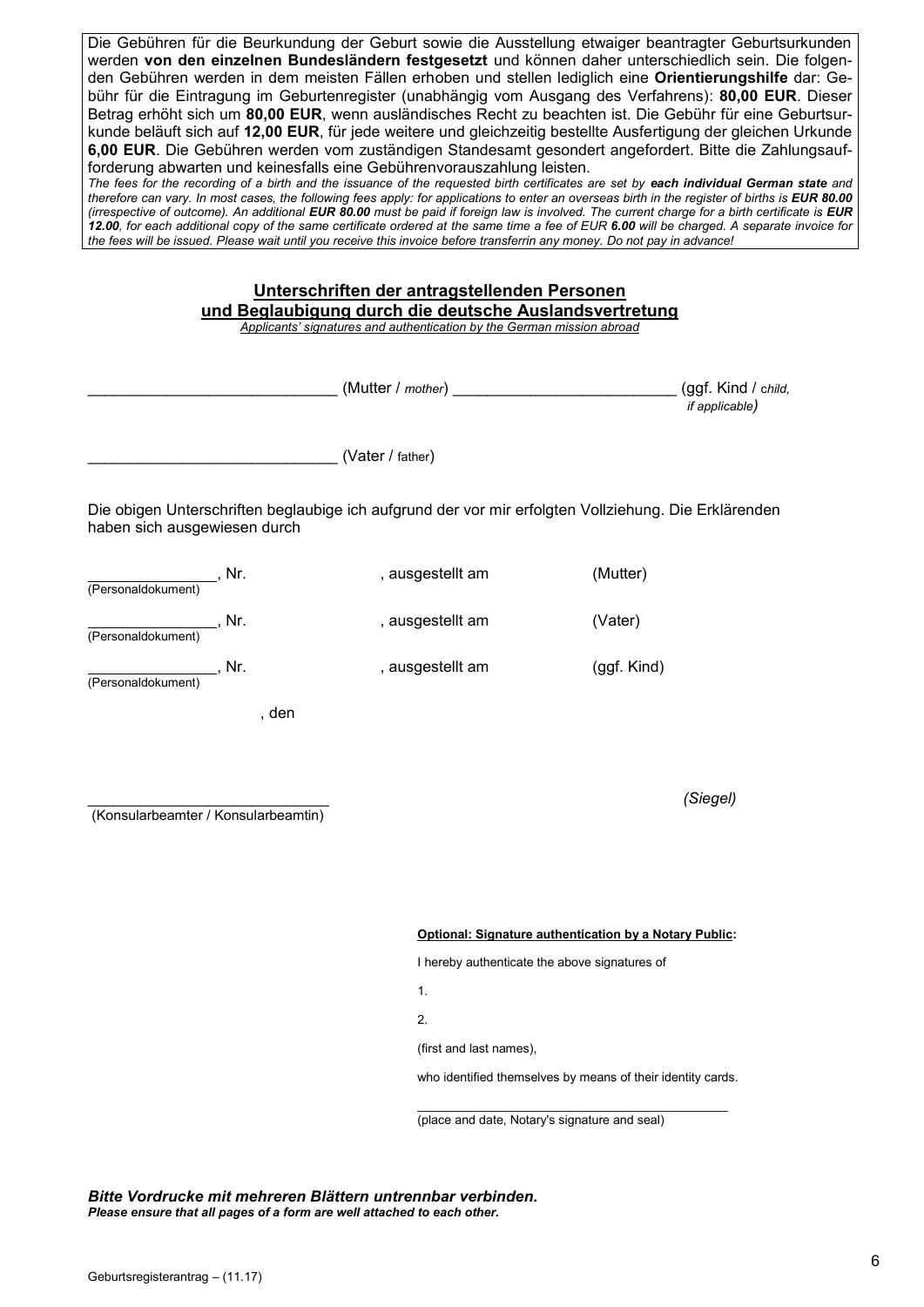Die Gebühren für die Beurkundung der Geburt sowie die Ausstellung etwaiger beantragter Geburtsurkunden werden **von den einzelnen Bundesländern festgesetzt** und können daher unterschiedlich sein. Die folgenden Gebühren werden in dem meisten Fällen erhoben und stellen lediglich eine **Orientierungshilfe** dar: Gebühr für die Eintragung im Geburtenregister (unabhängig vom Ausgang des Verfahrens): **80,00 EUR**. Dieser Betrag erhöht sich um **80,00 EUR**, wenn ausländisches Recht zu beachten ist. Die Gebühr für eine Geburtsurkunde beläuft sich auf **12,00 EUR**, für jede weitere und gleichzeitig bestellte Ausfertigung der gleichen Urkunde **6,00 EUR**. Die Gebühren werden vom zuständigen Standesamt gesondert angefordert. Bitte die Zahlungsaufforderung abwarten und keinesfalls eine Gebührenvorauszahlung leisten.

*The fees for the recording of a birth and the issuance of the requested birth certificates are set by **each individual German state** and therefore can vary. In most cases, the following fees apply: for applications to enter an overseas birth in the register of births is **EUR 80.00** (irrespective of outcome). An additional **EUR 80.00** must be paid if foreign law is involved. The current charge for a birth certificate is **EUR 12.00**, for each additional copy of the same certificate ordered at the same time a fee of EUR **6.00** will be charged. A separate invoice for the fees will be issued. Please wait until you receive this invoice before transferrin any money. Do not pay in advance!*

## Unterschriften der antragstellenden Personen und Beglaubigung durch die deutsche Auslandsvertretung

*Applicants' signatures and authentication by the German mission abroad*

____________________________ (Mutter / *mother*) __________________________ (ggf. Kind / *child, if applicable*)

____________________________ (Vater / father)

Die obigen Unterschriften beglaubige ich aufgrund der vor mir erfolgten Vollziehung. Die Erklärenden haben sich ausgewiesen durch

_______________, Nr. , ausgestellt am (Mutter)
(Personaldokument)

_______________, Nr. , ausgestellt am (Vater)
(Personaldokument)

_______________, Nr. , ausgestellt am (ggf. Kind)
(Personaldokument)

, den

____________________________
(Konsularbeamter / Konsularbeamtin)

*(Siegel)*

**Optional: Signature authentication by a Notary Public:**

I hereby authenticate the above signatures of

1.

2.

(first and last names),

who identified themselves by means of their identity cards.

____________________________________________
(place and date, Notary's signature and seal)

***Bitte Vordrucke mit mehreren Blättern untrennbar verbinden.***
***Please ensure that all pages of a form are well attached to each other.***

Geburtsregisterantrag – (11.17)